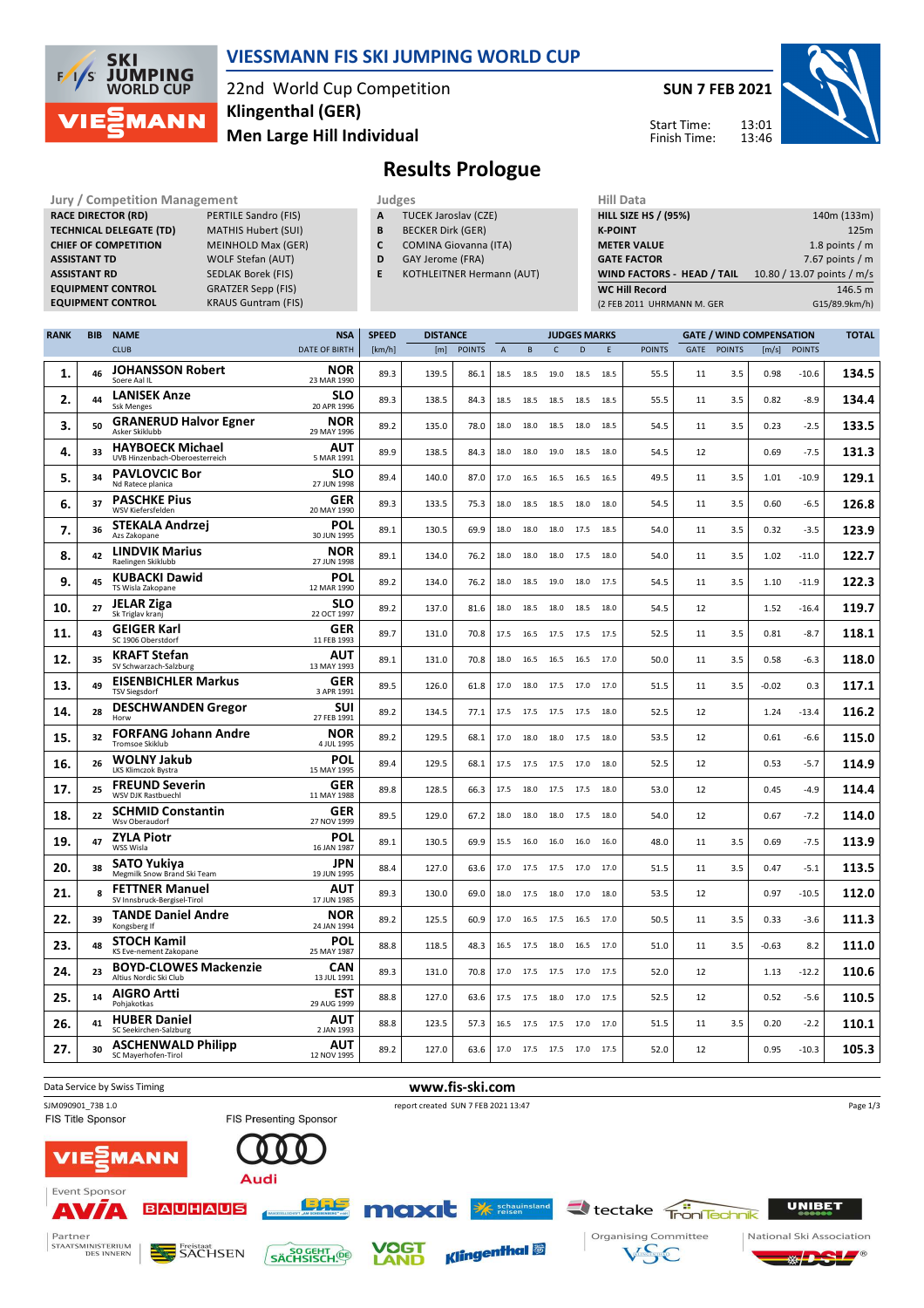# VIESSMANN FIS SKI JUMPING WORLD CUP

22nd World Cup Competition
**Klingenthal (GER)**
**Men Large Hill Individual**

**SUN 7 FEB 2021**

Start Time: 13:01
Finish Time: 13:46

## Results Prologue

| Jury / Competition Management | |
|---|---|
| RACE DIRECTOR (RD) | PERTILE Sandro (FIS) |
| TECHNICAL DELEGATE (TD) | MATHIS Hubert (SUI) |
| CHIEF OF COMPETITION | MEINHOLD Max (GER) |
| ASSISTANT TD | WOLF Stefan (AUT) |
| ASSISTANT RD | SEDLAK Borek (FIS) |
| EQUIPMENT CONTROL | GRATZER Sepp (FIS) |
| EQUIPMENT CONTROL | KRAUS Guntram (FIS) |

| Judges | |
|---|---|
| A | TUCEK Jaroslav (CZE) |
| B | BECKER Dirk (GER) |
| C | COMINA Giovanna (ITA) |
| D | GAY Jerome (FRA) |
| E | KOTHLEITNER Hermann (AUT) |

| Hill Data | |
|---|---|
| HILL SIZE HS / (95%) | 140m (133m) |
| K-POINT | 125m |
| METER VALUE | 1.8 points / m |
| GATE FACTOR | 7.67 points / m |
| WIND FACTORS - HEAD / TAIL | 10.80 / 13.07 points / m/s |
| WC Hill Record | 146.5 m |
| (2 FEB 2011 UHRMANN M. GER | G15/89.9km/h) |

| RANK | BIB | NAME / CLUB | NSA / DATE OF BIRTH | SPEED [km/h] | DISTANCE [m] | DISTANCE POINTS | A | B | C | D | E | JUDGES POINTS | GATE | GATE POINTS | WIND [m/s] | WIND POINTS | TOTAL |
|---|---|---|---|---|---|---|---|---|---|---|---|---|---|---|---|---|---|
| 1. | 46 | JOHANSSON Robert / Soere Aal IL | NOR / 23 MAR 1990 | 89.3 | 139.5 | 86.1 | 18.5 | 18.5 | 19.0 | 18.5 | 18.5 | 55.5 | 11 | 3.5 | 0.98 | -10.6 | 134.5 |
| 2. | 44 | LANISEK Anze / Ssk Menges | SLO / 20 APR 1996 | 89.3 | 138.5 | 84.3 | 18.5 | 18.5 | 18.5 | 18.5 | 18.5 | 55.5 | 11 | 3.5 | 0.82 | -8.9 | 134.4 |
| 3. | 50 | GRANERUD Halvor Egner / Asker Skiklubb | NOR / 29 MAY 1996 | 89.2 | 135.0 | 78.0 | 18.0 | 18.0 | 18.5 | 18.0 | 18.5 | 54.5 | 11 | 3.5 | 0.23 | -2.5 | 133.5 |
| 4. | 33 | HAYBOECK Michael / UVB Hinzenbach-Oberoesterreich | AUT / 5 MAR 1991 | 89.9 | 138.5 | 84.3 | 18.0 | 18.0 | 19.0 | 18.5 | 18.0 | 54.5 | 12 | | 0.69 | -7.5 | 131.3 |
| 5. | 34 | PAVLOVCIC Bor / Nd Ratece planica | SLO / 27 JUN 1998 | 89.4 | 140.0 | 87.0 | 17.0 | 16.5 | 16.5 | 16.5 | 16.5 | 49.5 | 11 | 3.5 | 1.01 | -10.9 | 129.1 |
| 6. | 37 | PASCHKE Pius / WSV Kiefersfelden | GER / 20 MAY 1990 | 89.3 | 133.5 | 75.3 | 18.0 | 18.5 | 18.5 | 18.0 | 18.0 | 54.5 | 11 | 3.5 | 0.60 | -6.5 | 126.8 |
| 7. | 36 | STEKALA Andrzej / Azs Zakopane | POL / 30 JUN 1995 | 89.1 | 130.5 | 69.9 | 18.0 | 18.0 | 18.0 | 17.5 | 18.5 | 54.0 | 11 | 3.5 | 0.32 | -3.5 | 123.9 |
| 8. | 42 | LINDVIK Marius / Raelingen Skiklubb | NOR / 27 JUN 1998 | 89.1 | 134.0 | 76.2 | 18.0 | 18.0 | 18.0 | 17.5 | 18.0 | 54.0 | 11 | 3.5 | 1.02 | -11.0 | 122.7 |
| 9. | 45 | KUBACKI Dawid / TS Wisla Zakopane | POL / 12 MAR 1990 | 89.2 | 134.0 | 76.2 | 18.0 | 18.5 | 19.0 | 18.0 | 17.5 | 54.5 | 11 | 3.5 | 1.10 | -11.9 | 122.3 |
| 10. | 27 | JELAR Ziga / Sk Triglav kranj | SLO / 22 OCT 1997 | 89.2 | 137.0 | 81.6 | 18.0 | 18.5 | 18.0 | 18.5 | 18.0 | 54.5 | 12 | | 1.52 | -16.4 | 119.7 |
| 11. | 43 | GEIGER Karl / SC 1906 Oberstdorf | GER / 11 FEB 1993 | 89.7 | 131.0 | 70.8 | 17.5 | 16.5 | 17.5 | 17.5 | 17.5 | 52.5 | 11 | 3.5 | 0.81 | -8.7 | 118.1 |
| 12. | 35 | KRAFT Stefan / SV Schwarzach-Salzburg | AUT / 13 MAY 1993 | 89.1 | 131.0 | 70.8 | 18.0 | 16.5 | 16.5 | 16.5 | 17.0 | 50.0 | 11 | 3.5 | 0.58 | -6.3 | 118.0 |
| 13. | 49 | EISENBICHLER Markus / TSV Siegsdorf | GER / 3 APR 1991 | 89.5 | 126.0 | 61.8 | 17.0 | 18.0 | 17.5 | 17.0 | 17.0 | 51.5 | 11 | 3.5 | -0.02 | 0.3 | 117.1 |
| 14. | 28 | DESCHWANDEN Gregor / Horw | SUI / 27 FEB 1991 | 89.2 | 134.5 | 77.1 | 17.5 | 17.5 | 17.5 | 17.5 | 18.0 | 52.5 | 12 | | 1.24 | -13.4 | 116.2 |
| 15. | 32 | FORFANG Johann Andre / Tromsoe Skiklub | NOR / 4 JUL 1995 | 89.2 | 129.5 | 68.1 | 17.0 | 18.0 | 18.0 | 17.5 | 18.0 | 53.5 | 12 | | 0.61 | -6.6 | 115.0 |
| 16. | 26 | WOLNY Jakub / LKS Klimczok Bystra | POL / 15 MAY 1995 | 89.4 | 129.5 | 68.1 | 17.5 | 17.5 | 17.5 | 17.0 | 18.0 | 52.5 | 12 | | 0.53 | -5.7 | 114.9 |
| 17. | 25 | FREUND Severin / WSV DJK Rastbuechl | GER / 11 MAY 1988 | 89.8 | 128.5 | 66.3 | 17.5 | 18.0 | 17.5 | 17.5 | 18.0 | 53.0 | 12 | | 0.45 | -4.9 | 114.4 |
| 18. | 22 | SCHMID Constantin / Wsv Oberaudorf | GER / 27 NOV 1999 | 89.5 | 129.0 | 67.2 | 18.0 | 18.0 | 18.0 | 17.5 | 18.0 | 54.0 | 12 | | 0.67 | -7.2 | 114.0 |
| 19. | 47 | ZYLA Piotr / WSS Wisla | POL / 16 JAN 1987 | 89.1 | 130.5 | 69.9 | 15.5 | 16.0 | 16.0 | 16.0 | 16.0 | 48.0 | 11 | 3.5 | 0.69 | -7.5 | 113.9 |
| 20. | 38 | SATO Yukiya / Megmilk Snow Brand Ski Team | JPN / 19 JUN 1995 | 88.4 | 127.0 | 63.6 | 17.0 | 17.5 | 17.5 | 17.0 | 17.0 | 51.5 | 11 | 3.5 | 0.47 | -5.1 | 113.5 |
| 21. | 8 | FETTNER Manuel / SV Innsbruck-Bergisel-Tirol | AUT / 17 JUN 1985 | 89.3 | 130.0 | 69.0 | 18.0 | 17.5 | 18.0 | 17.0 | 18.0 | 53.5 | 12 | | 0.97 | -10.5 | 112.0 |
| 22. | 39 | TANDE Daniel Andre / Kongsberg If | NOR / 24 JAN 1994 | 89.2 | 125.5 | 60.9 | 17.0 | 16.5 | 17.5 | 16.5 | 17.0 | 50.5 | 11 | 3.5 | 0.33 | -3.6 | 111.3 |
| 23. | 48 | STOCH Kamil / KS Eve-nement Zakopane | POL / 25 MAY 1987 | 88.8 | 118.5 | 48.3 | 16.5 | 17.5 | 18.0 | 16.5 | 17.0 | 51.0 | 11 | 3.5 | -0.63 | 8.2 | 111.0 |
| 24. | 23 | BOYD-CLOWES Mackenzie / Altius Nordic Ski Club | CAN / 13 JUL 1991 | 89.3 | 131.0 | 70.8 | 17.0 | 17.5 | 17.5 | 17.0 | 17.5 | 52.0 | 12 | | 1.13 | -12.2 | 110.6 |
| 25. | 14 | AIGRO Artti / Pohjakotkas | EST / 29 AUG 1999 | 88.8 | 127.0 | 63.6 | 17.5 | 17.5 | 18.0 | 17.0 | 17.5 | 52.5 | 12 | | 0.52 | -5.6 | 110.5 |
| 26. | 41 | HUBER Daniel / SC Seekirchen-Salzburg | AUT / 2 JAN 1993 | 88.8 | 123.5 | 57.3 | 16.5 | 17.5 | 17.5 | 17.0 | 17.0 | 51.5 | 11 | 3.5 | 0.20 | -2.2 | 110.1 |
| 27. | 30 | ASCHENWALD Philipp / SC Mayerhofen-Tirol | AUT / 12 NOV 1995 | 89.2 | 127.0 | 63.6 | 17.0 | 17.5 | 17.5 | 17.0 | 17.5 | 52.0 | 12 | | 0.95 | -10.3 | 105.3 |

Data Service by Swiss Timing
www.fis-ski.com
SJM090901_73B 1.0
report created SUN 7 FEB 2021 13:47

FIS Title Sponsor: VIESSMANN
FIS Presenting Sponsor: Audi
Event Sponsor: AVIA, BAUHAUS, maxit, schauinsland reisen, tectake, TronTechnik, UNIBET
Partner: STAATSMINISTERIUM DES INNERN, Freistaat SACHSEN, SO GEHT SÄCHSISCH., VOGTLAND, Klingenthal
Organising Committee: VSC
National Ski Association: DSV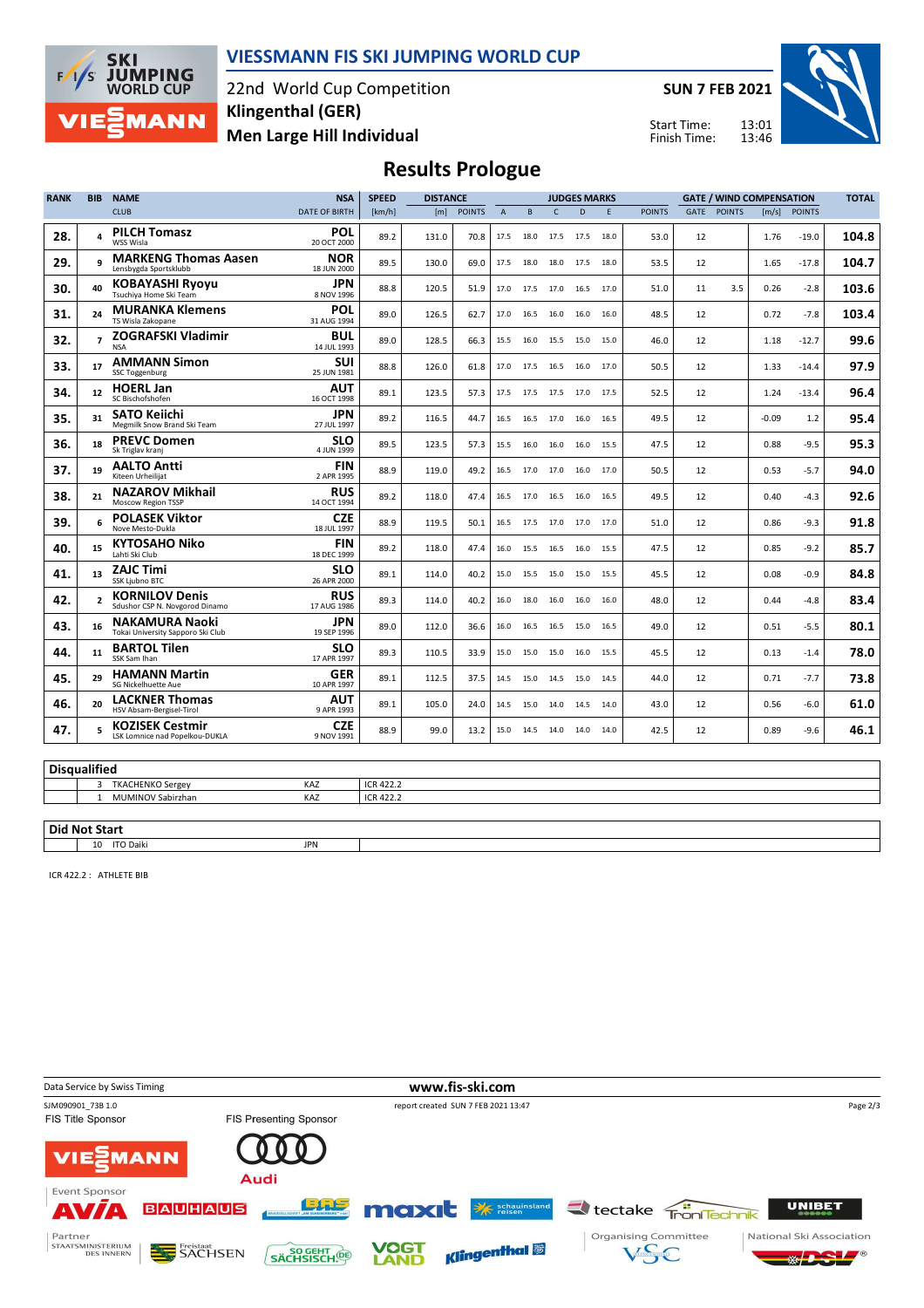# VIESSMANN FIS SKI JUMPING WORLD CUP

22nd World Cup Competition
**Klingenthal (GER)**
**Men Large Hill Individual**

**SUN 7 FEB 2021**

Start Time: 13:01
Finish Time: 13:46

## Results Prologue

| RANK | BIB | NAME / CLUB | NSA / DATE OF BIRTH | SPEED [km/h] | DISTANCE [m] | DISTANCE POINTS | A | B | C | D | E | JUDGES POINTS | GATE | GATE POINTS | WIND [m/s] | WIND POINTS | TOTAL |
|---|---|---|---|---|---|---|---|---|---|---|---|---|---|---|---|---|---|
| 28. | 4 | **PILCH Tomasz** WSS Wisla | **POL** 20 OCT 2000 | 89.2 | 131.0 | 70.8 | 17.5 | 18.0 | 17.5 | 17.5 | 18.0 | 53.0 | 12 | | 1.76 | -19.0 | **104.8** |
| 29. | 9 | **MARKENG Thomas Aasen** Lensbygda Sportsklubb | **NOR** 18 JUN 2000 | 89.5 | 130.0 | 69.0 | 17.5 | 18.0 | 18.0 | 17.5 | 18.0 | 53.5 | 12 | | 1.65 | -17.8 | **104.7** |
| 30. | 40 | **KOBAYASHI Ryoyu** Tsuchiya Home Ski Team | **JPN** 8 NOV 1996 | 88.8 | 120.5 | 51.9 | 17.0 | 17.5 | 17.0 | 16.5 | 17.0 | 51.0 | 11 | 3.5 | 0.26 | -2.8 | **103.6** |
| 31. | 24 | **MURANKA Klemens** TS Wisla Zakopane | **POL** 31 AUG 1994 | 89.0 | 126.5 | 62.7 | 17.0 | 16.5 | 16.0 | 16.0 | 16.0 | 48.5 | 12 | | 0.72 | -7.8 | **103.4** |
| 32. | 7 | **ZOGRAFSKI Vladimir** NSA | **BUL** 14 JUL 1993 | 89.0 | 128.5 | 66.3 | 15.5 | 16.0 | 15.5 | 15.0 | 15.0 | 46.0 | 12 | | 1.18 | -12.7 | **99.6** |
| 33. | 17 | **AMMANN Simon** SSC Toggenburg | **SUI** 25 JUN 1981 | 88.8 | 126.0 | 61.8 | 17.0 | 17.5 | 16.5 | 16.0 | 17.0 | 50.5 | 12 | | 1.33 | -14.4 | **97.9** |
| 34. | 12 | **HOERL Jan** SC Bischofshofen | **AUT** 16 OCT 1998 | 89.1 | 123.5 | 57.3 | 17.5 | 17.5 | 17.5 | 17.0 | 17.5 | 52.5 | 12 | | 1.24 | -13.4 | **96.4** |
| 35. | 31 | **SATO Keiichi** Megmilk Snow Brand Ski Team | **JPN** 27 JUL 1997 | 89.2 | 116.5 | 44.7 | 16.5 | 16.5 | 17.0 | 16.0 | 16.5 | 49.5 | 12 | | -0.09 | 1.2 | **95.4** |
| 36. | 18 | **PREVC Domen** Sk Triglav kranj | **SLO** 4 JUN 1999 | 89.5 | 123.5 | 57.3 | 15.5 | 16.0 | 16.0 | 16.0 | 15.5 | 47.5 | 12 | | 0.88 | -9.5 | **95.3** |
| 37. | 19 | **AALTO Antti** Kiteen Urheilijat | **FIN** 2 APR 1995 | 88.9 | 119.0 | 49.2 | 16.5 | 17.0 | 17.0 | 16.0 | 17.0 | 50.5 | 12 | | 0.53 | -5.7 | **94.0** |
| 38. | 21 | **NAZAROV Mikhail** Moscow Region TSSP | **RUS** 14 OCT 1994 | 89.2 | 118.0 | 47.4 | 16.5 | 17.0 | 16.5 | 16.0 | 16.5 | 49.5 | 12 | | 0.40 | -4.3 | **92.6** |
| 39. | 6 | **POLASEK Viktor** Nove Mesto-Dukla | **CZE** 18 JUL 1997 | 88.9 | 119.5 | 50.1 | 16.5 | 17.5 | 17.0 | 17.0 | 17.0 | 51.0 | 12 | | 0.86 | -9.3 | **91.8** |
| 40. | 15 | **KYTOSAHO Niko** Lahti Ski Club | **FIN** 18 DEC 1999 | 89.2 | 118.0 | 47.4 | 16.0 | 15.5 | 16.5 | 16.0 | 15.5 | 47.5 | 12 | | 0.85 | -9.2 | **85.7** |
| 41. | 13 | **ZAJC Timi** SSK Ljubno BTC | **SLO** 26 APR 2000 | 89.1 | 114.0 | 40.2 | 15.0 | 15.5 | 15.0 | 15.0 | 15.5 | 45.5 | 12 | | 0.08 | -0.9 | **84.8** |
| 42. | 2 | **KORNILOV Denis** Sdushor CSP N. Novgorod Dinamo | **RUS** 17 AUG 1986 | 89.3 | 114.0 | 40.2 | 16.0 | 18.0 | 16.0 | 16.0 | 16.0 | 48.0 | 12 | | 0.44 | -4.8 | **83.4** |
| 43. | 16 | **NAKAMURA Naoki** Tokai University Sapporo Ski Club | **JPN** 19 SEP 1996 | 89.0 | 112.0 | 36.6 | 16.0 | 16.5 | 16.5 | 15.0 | 16.5 | 49.0 | 12 | | 0.51 | -5.5 | **80.1** |
| 44. | 11 | **BARTOL Tilen** SSK Sam Ihan | **SLO** 17 APR 1997 | 89.3 | 110.5 | 33.9 | 15.0 | 15.0 | 15.0 | 16.0 | 15.5 | 45.5 | 12 | | 0.13 | -1.4 | **78.0** |
| 45. | 29 | **HAMANN Martin** SG Nickelhuette Aue | **GER** 10 APR 1997 | 89.1 | 112.5 | 37.5 | 14.5 | 15.0 | 14.5 | 15.0 | 14.5 | 44.0 | 12 | | 0.71 | -7.7 | **73.8** |
| 46. | 20 | **LACKNER Thomas** HSV Absam-Bergisel-Tirol | **AUT** 9 APR 1993 | 89.1 | 105.0 | 24.0 | 14.5 | 15.0 | 14.0 | 14.5 | 14.0 | 43.0 | 12 | | 0.56 | -6.0 | **61.0** |
| 47. | 5 | **KOZISEK Cestmir** LSK Lomnice nad Popelkou-DUKLA | **CZE** 9 NOV 1991 | 88.9 | 99.0 | 13.2 | 15.0 | 14.5 | 14.0 | 14.0 | 14.0 | 42.5 | 12 | | 0.89 | -9.6 | **46.1** |

### Disqualified

| BIB | NAME | NSA | REASON |
|---|---|---|---|
| 3 | TKACHENKO Sergey | KAZ | ICR 422.2 |
| 1 | MUMINOV Sabirzhan | KAZ | ICR 422.2 |

### Did Not Start

| BIB | NAME | NSA |
|---|---|---|
| 10 | ITO Daiki | JPN |

ICR 422.2 : ATHLETE BIB

Data Service by Swiss Timing — www.fis-ski.com

SJM090901_73B 1.0 — report created SUN 7 FEB 2021 13:47

FIS Title Sponsor: VIESSMANN — FIS Presenting Sponsor: Audi

Event Sponsor: AVIA, BAUHAUS, BAS, maxit, schauinsland reisen, tectake, TronTechnik, UNIBET

Partner: Staatsministerium des Innern, Freistaat Sachsen, So geht sächsisch., Vogtland, Klingenthal — Organising Committee: VSC — National Ski Association: DSV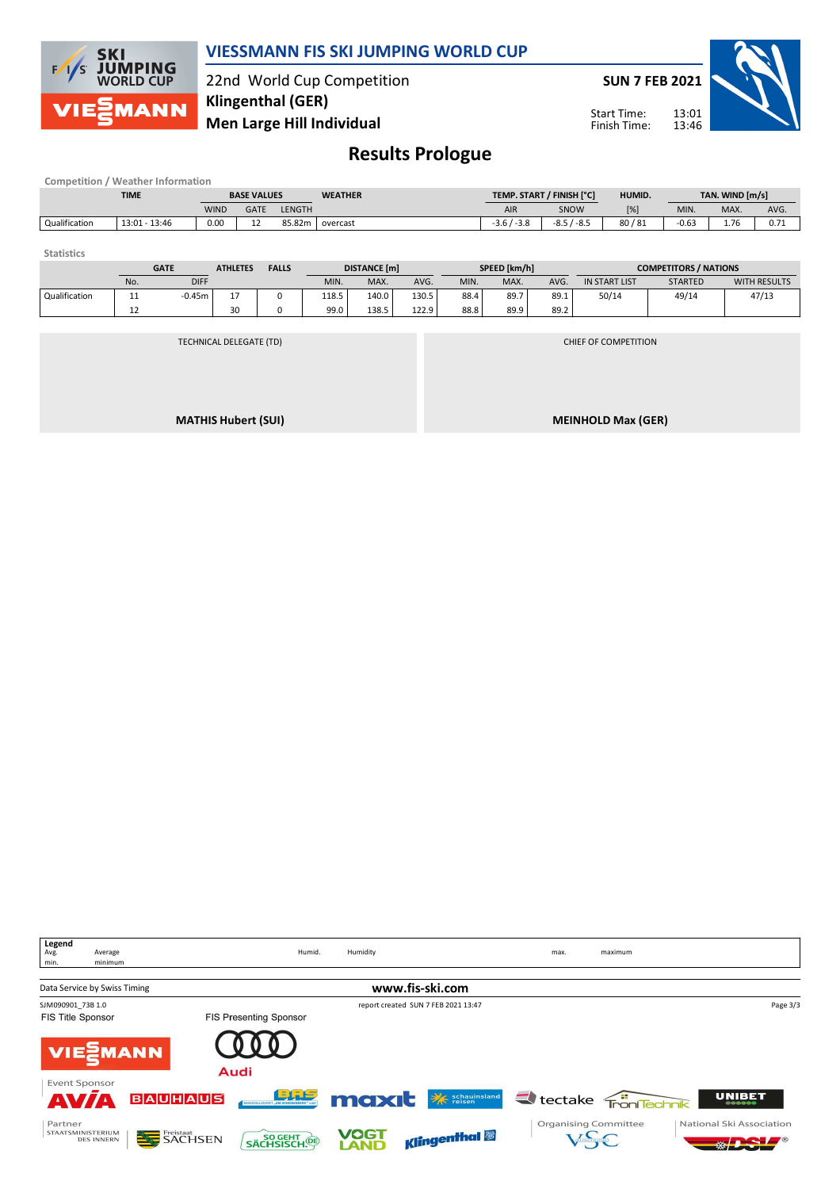# VIESSMANN FIS SKI JUMPING WORLD CUP

22nd World Cup Competition
**Klingenthal (GER)**
**Men Large Hill Individual**

**SUN 7 FEB 2021**

Start Time: 13:01
Finish Time: 13:46

## Results Prologue

### Competition / Weather Information

| TIME | | BASE VALUES | | | WEATHER | TEMP. START / FINISH [°C] | | HUMID. | TAN. WIND [m/s] | | |
|---|---|---|---|---|---|---|---|---|---|---|---|
| | | WIND | GATE | LENGTH | | AIR | SNOW | [%] | MIN. | MAX. | AVG. |
| Qualification | 13:01 - 13:46 | 0.00 | 12 | 85.82m | overcast | -3.6 / -3.8 | -8.5 / -8.5 | 80 / 81 | -0.63 | 1.76 | 0.71 |

### Statistics

| | GATE | | ATHLETES | FALLS | DISTANCE [m] | | | SPEED [km/h] | | | COMPETITORS / NATIONS | | |
|---|---|---|---|---|---|---|---|---|---|---|---|---|---|
| | No. | DIFF | | | MIN. | MAX. | AVG. | MIN. | MAX. | AVG. | IN START LIST | STARTED | WITH RESULTS |
| Qualification | 11 | -0.45m | 17 | 0 | 118.5 | 140.0 | 130.5 | 88.4 | 89.7 | 89.1 | 50/14 | 49/14 | 47/13 |
| | 12 | | 30 | 0 | 99.0 | 138.5 | 122.9 | 88.8 | 89.9 | 89.2 | | | |

| TECHNICAL DELEGATE (TD) | CHIEF OF COMPETITION |
|---|---|
| **MATHIS Hubert (SUI)** | **MEINHOLD Max (GER)** |

**Legend**
Avg. Average
min. minimum
Humid. Humidity
max. maximum

Data Service by Swiss Timing
www.fis-ski.com
SJM090901_73B 1.0
report created SUN 7 FEB 2021 13:47

FIS Title Sponsor: VIESSMANN
FIS Presenting Sponsor: Audi
Event Sponsor: AVIA, BAUHAUS, BAS, maxit, schauinsland reisen, tectake, TronTechnik, UNIBET
Partner: STAATSMINISTERIUM DES INNERN, Freistaat SACHSEN, SO GEHT SÄCHSISCH., VOGTLAND, Klingenthal
Organising Committee: VSC
National Ski Association: DSV